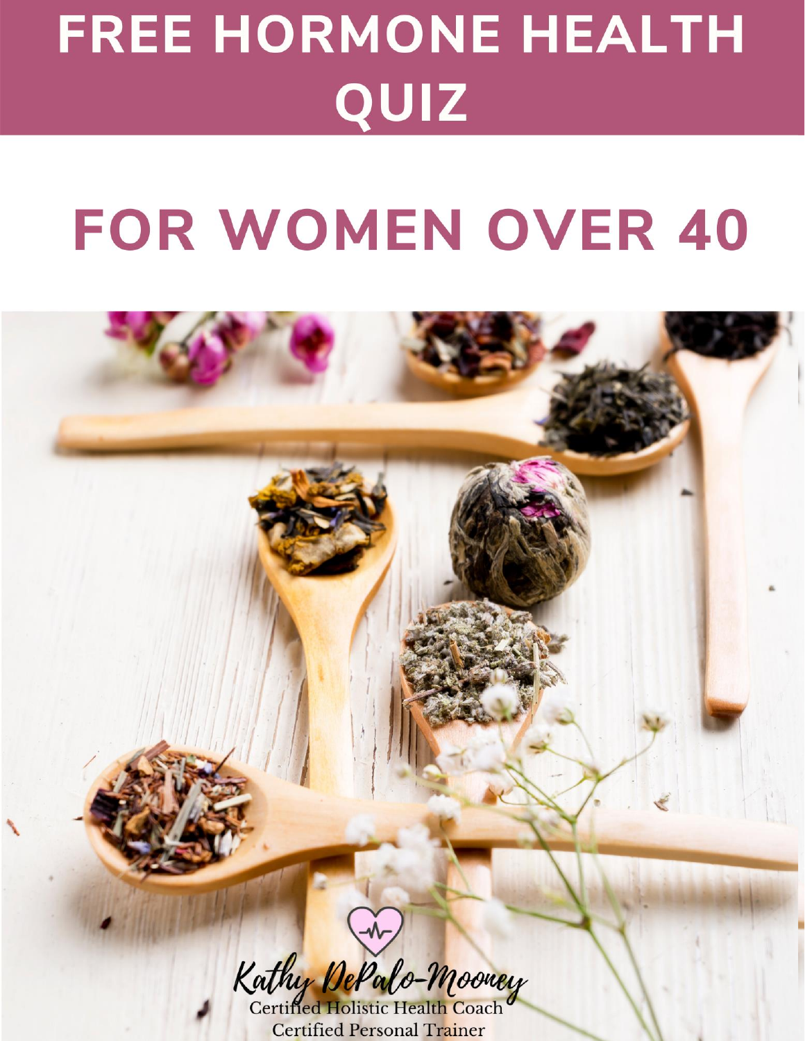# FREE HORMONE HEALTH QUIZ

## FOR WOMEN OVER 40

Kathy DePalo-Mooney
Certified Holistic Health Coach
Certified Personal Trainer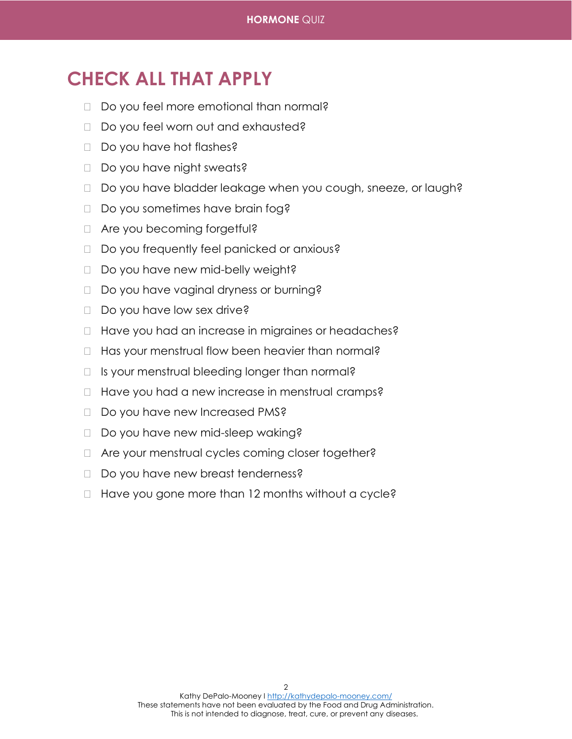## CHECK ALL THAT APPLY

- ☐ Do you feel more emotional than normal?
- ☐ Do you feel worn out and exhausted?
- ☐ Do you have hot flashes?
- ☐ Do you have night sweats?
- ☐ Do you have bladder leakage when you cough, sneeze, or laugh?
- ☐ Do you sometimes have brain fog?
- ☐ Are you becoming forgetful?
- ☐ Do you frequently feel panicked or anxious?
- ☐ Do you have new mid-belly weight?
- ☐ Do you have vaginal dryness or burning?
- ☐ Do you have low sex drive?
- ☐ Have you had an increase in migraines or headaches?
- ☐ Has your menstrual flow been heavier than normal?
- ☐ Is your menstrual bleeding longer than normal?
- ☐ Have you had a new increase in menstrual cramps?
- ☐ Do you have new Increased PMS?
- ☐ Do you have new mid-sleep waking?
- ☐ Are your menstrual cycles coming closer together?
- ☐ Do you have new breast tenderness?
- ☐ Have you gone more than 12 months without a cycle?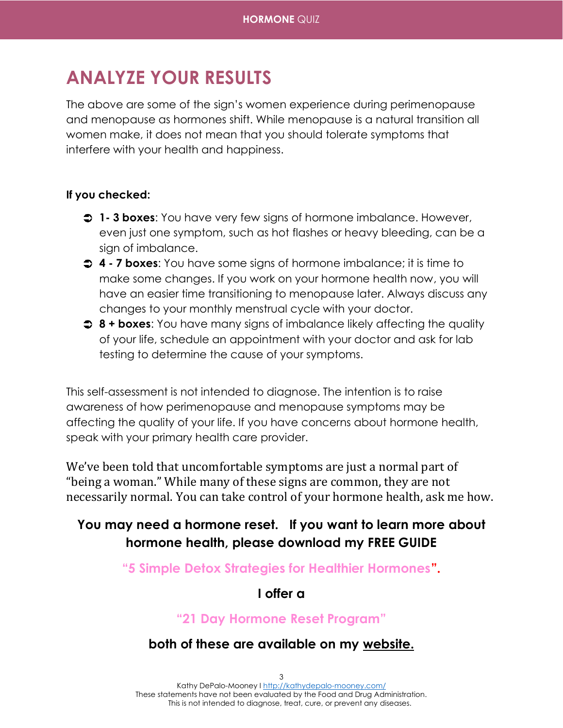# ANALYZE YOUR RESULTS

The above are some of the sign's women experience during perimenopause and menopause as hormones shift. While menopause is a natural transition all women make, it does not mean that you should tolerate symptoms that interfere with your health and happiness.

**If you checked:**

- **1- 3 boxes**: You have very few signs of hormone imbalance. However, even just one symptom, such as hot flashes or heavy bleeding, can be a sign of imbalance.
- **4 - 7 boxes**: You have some signs of hormone imbalance; it is time to make some changes. If you work on your hormone health now, you will have an easier time transitioning to menopause later. Always discuss any changes to your monthly menstrual cycle with your doctor.
- **8 + boxes**: You have many signs of imbalance likely affecting the quality of your life, schedule an appointment with your doctor and ask for lab testing to determine the cause of your symptoms.

This self-assessment is not intended to diagnose. The intention is to raise awareness of how perimenopause and menopause symptoms may be affecting the quality of your life. If you have concerns about hormone health, speak with your primary health care provider.

We've been told that uncomfortable symptoms are just a normal part of "being a woman." While many of these signs are common, they are not necessarily normal. You can take control of your hormone health, ask me how.

**You may need a hormone reset. If you want to learn more about hormone health, please download my FREE GUIDE**

**"5 Simple Detox Strategies for Healthier Hormones".**

**I offer a**

**"21 Day Hormone Reset Program"**

**both of these are available on my website.**

Kathy DePalo-Mooney I http://kathydepalo-mooney.com/
These statements have not been evaluated by the Food and Drug Administration.
This is not intended to diagnose, treat, cure, or prevent any diseases.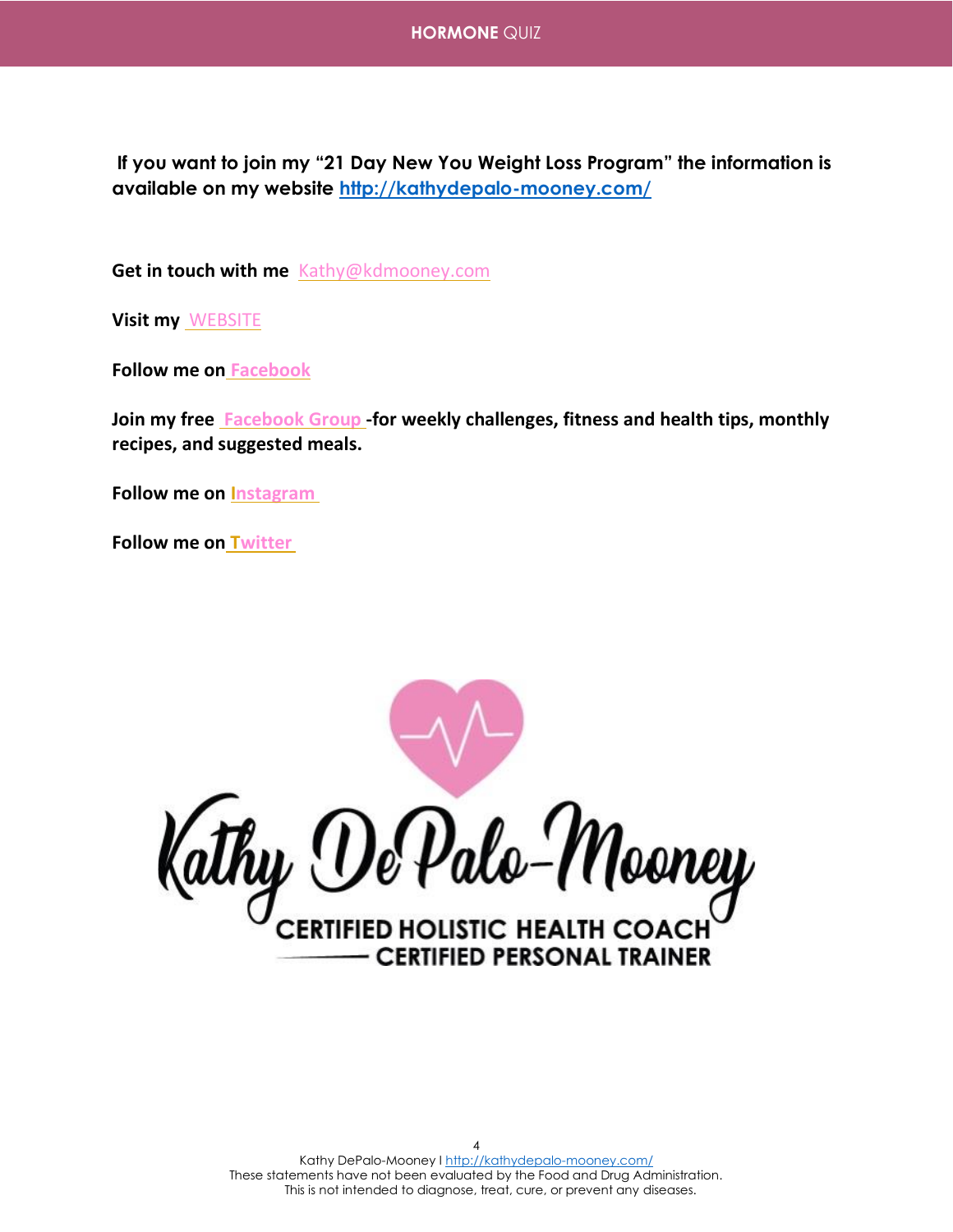**If you want to join my "21 Day New You Weight Loss Program" the information is available on my website http://kathydepalo-mooney.com/**

**Get in touch with me** Kathy@kdmooney.com

**Visit my** WEBSITE

**Follow me on** Facebook

**Join my free** Facebook Group **-for weekly challenges, fitness and health tips, monthly recipes, and suggested meals.**

**Follow me on** Instagram

**Follow me on** Twitter

Kathy DePalo-Mooney

CERTIFIED HOLISTIC HEALTH COACH

CERTIFIED PERSONAL TRAINER

Kathy DePalo-Mooney I http://kathydepalo-mooney.com/

These statements have not been evaluated by the Food and Drug Administration.

This is not intended to diagnose, treat, cure, or prevent any diseases.